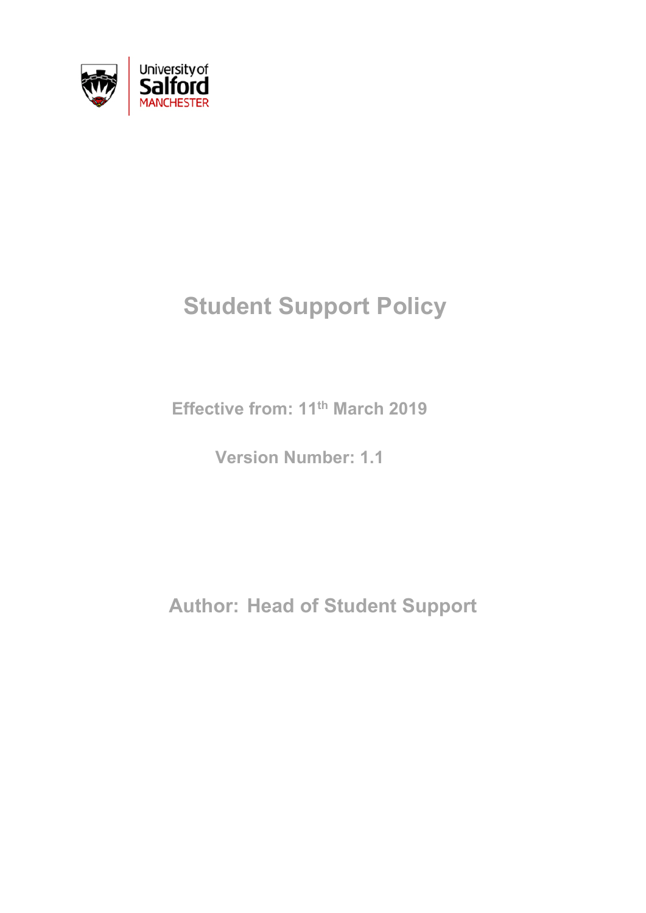University of Salford MANCHESTER

# Student Support Policy

**Effective from: 11th March 2019**

**Version Number: 1.1**

**Author: Head of Student Support**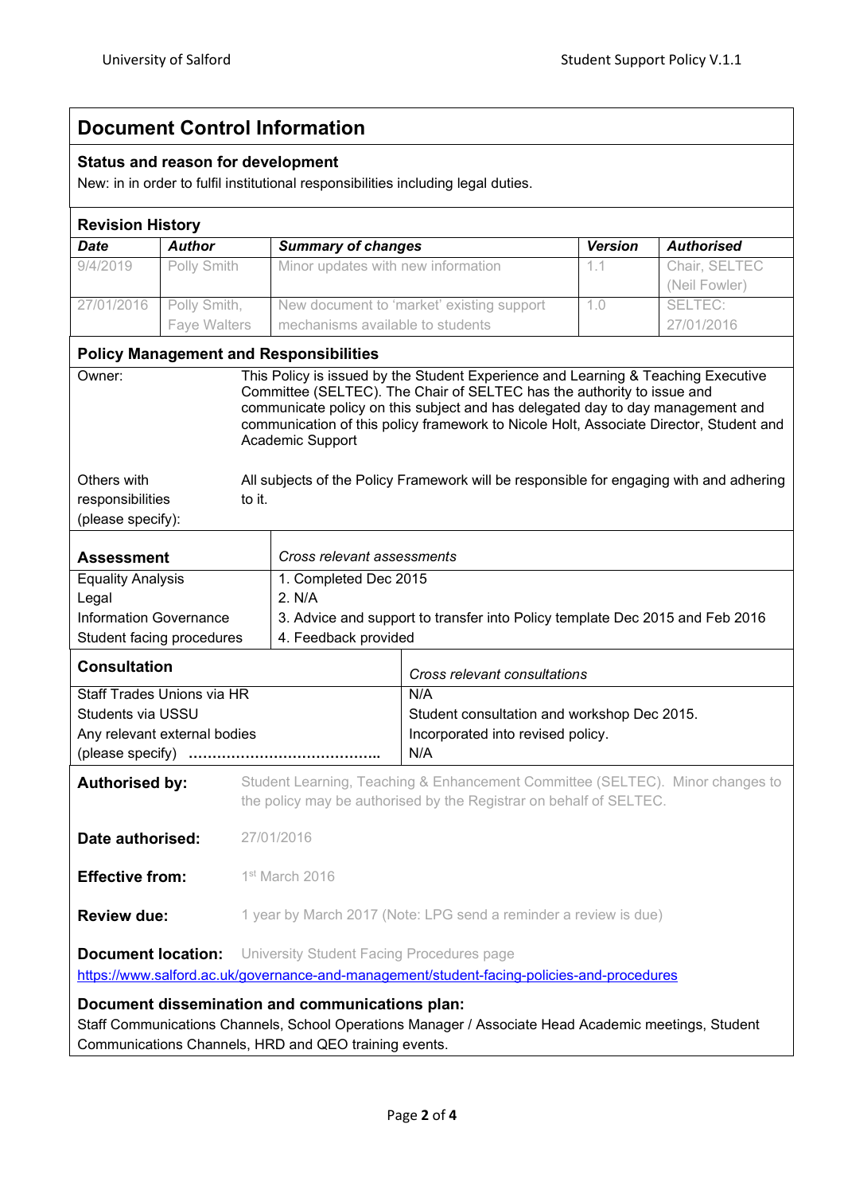# Document Control Information

### Status and reason for development

New: in in order to fulfil institutional responsibilities including legal duties.

### Revision History

| ***Date*** | ***Author*** | ***Summary of changes*** | ***Version*** | ***Authorised*** |
|---|---|---|---|---|
| 9/4/2019 | Polly Smith | Minor updates with new information | 1.1 | Chair, SELTEC (Neil Fowler) |
| 27/01/2016 | Polly Smith, Faye Walters | New document to 'market' existing support mechanisms available to students | 1.0 | SELTEC: 27/01/2016 |

### Policy Management and Responsibilities

| | |
|---|---|
| Owner: | This Policy is issued by the Student Experience and Learning & Teaching Executive Committee (SELTEC). The Chair of SELTEC has the authority to issue and communicate policy on this subject and has delegated day to day management and communication of this policy framework to Nicole Holt, Associate Director, Student and Academic Support |
| Others with responsibilities (please specify): | All subjects of the Policy Framework will be responsible for engaging with and adhering to it. |

| **Assessment** | *Cross relevant assessments* |
|---|---|
| Equality Analysis | 1. Completed Dec 2015 |
| Legal | 2. N/A |
| Information Governance | 3. Advice and support to transfer into Policy template Dec 2015 and Feb 2016 |
| Student facing procedures | 4. Feedback provided |

| **Consultation** | *Cross relevant consultations* |
|---|---|
| Staff Trades Unions via HR | N/A |
| Students via USSU | Student consultation and workshop Dec 2015. Incorporated into revised policy. |
| Any relevant external bodies (please specify) …………………………………. | N/A |

**Authorised by:** Student Learning, Teaching & Enhancement Committee (SELTEC). Minor changes to the policy may be authorised by the Registrar on behalf of SELTEC.

**Date authorised:** 27/01/2016

**Effective from:** 1st March 2016

**Review due:** 1 year by March 2017 (Note: LPG send a reminder a review is due)

**Document location:** University Student Facing Procedures page
https://www.salford.ac.uk/governance-and-management/student-facing-policies-and-procedures

### Document dissemination and communications plan:

Staff Communications Channels, School Operations Manager / Associate Head Academic meetings, Student Communications Channels, HRD and QEO training events.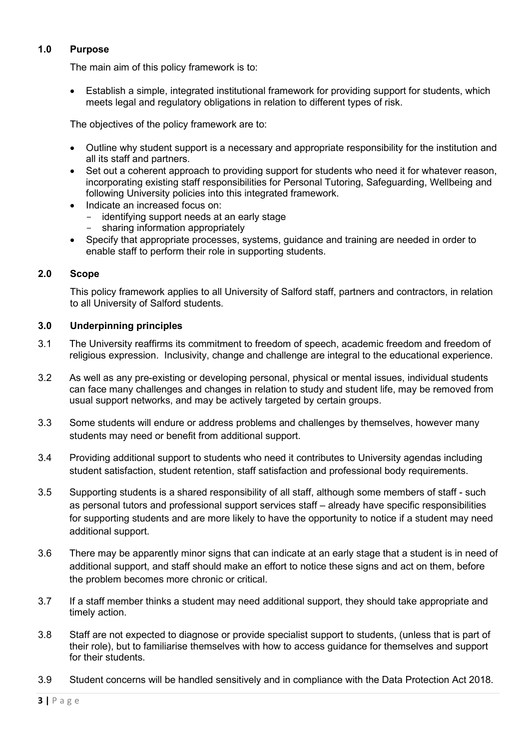## 1.0 Purpose

The main aim of this policy framework is to:

- Establish a simple, integrated institutional framework for providing support for students, which meets legal and regulatory obligations in relation to different types of risk.

The objectives of the policy framework are to:

- Outline why student support is a necessary and appropriate responsibility for the institution and all its staff and partners.
- Set out a coherent approach to providing support for students who need it for whatever reason, incorporating existing staff responsibilities for Personal Tutoring, Safeguarding, Wellbeing and following University policies into this integrated framework.
- Indicate an increased focus on:
  - identifying support needs at an early stage
  - sharing information appropriately
- Specify that appropriate processes, systems, guidance and training are needed in order to enable staff to perform their role in supporting students.

## 2.0 Scope

This policy framework applies to all University of Salford staff, partners and contractors, in relation to all University of Salford students.

## 3.0 Underpinning principles

3.1 The University reaffirms its commitment to freedom of speech, academic freedom and freedom of religious expression. Inclusivity, change and challenge are integral to the educational experience.

3.2 As well as any pre-existing or developing personal, physical or mental issues, individual students can face many challenges and changes in relation to study and student life, may be removed from usual support networks, and may be actively targeted by certain groups.

3.3 Some students will endure or address problems and challenges by themselves, however many students may need or benefit from additional support.

3.4 Providing additional support to students who need it contributes to University agendas including student satisfaction, student retention, staff satisfaction and professional body requirements.

3.5 Supporting students is a shared responsibility of all staff, although some members of staff - such as personal tutors and professional support services staff – already have specific responsibilities for supporting students and are more likely to have the opportunity to notice if a student may need additional support.

3.6 There may be apparently minor signs that can indicate at an early stage that a student is in need of additional support, and staff should make an effort to notice these signs and act on them, before the problem becomes more chronic or critical.

3.7 If a staff member thinks a student may need additional support, they should take appropriate and timely action.

3.8 Staff are not expected to diagnose or provide specialist support to students, (unless that is part of their role), but to familiarise themselves with how to access guidance for themselves and support for their students.

3.9 Student concerns will be handled sensitively and in compliance with the Data Protection Act 2018.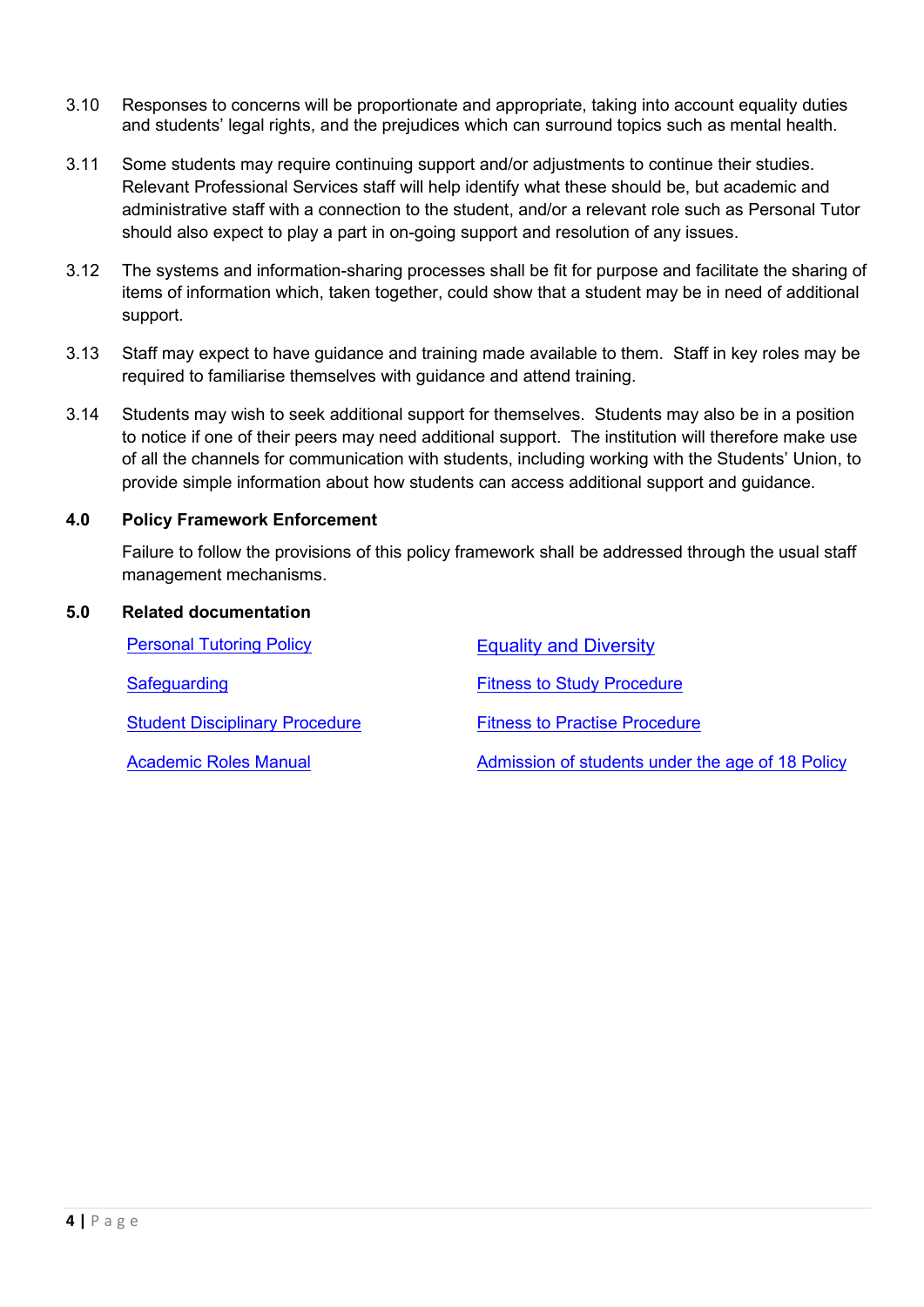3.10 Responses to concerns will be proportionate and appropriate, taking into account equality duties and students' legal rights, and the prejudices which can surround topics such as mental health.

3.11 Some students may require continuing support and/or adjustments to continue their studies. Relevant Professional Services staff will help identify what these should be, but academic and administrative staff with a connection to the student, and/or a relevant role such as Personal Tutor should also expect to play a part in on-going support and resolution of any issues.

3.12 The systems and information-sharing processes shall be fit for purpose and facilitate the sharing of items of information which, taken together, could show that a student may be in need of additional support.

3.13 Staff may expect to have guidance and training made available to them. Staff in key roles may be required to familiarise themselves with guidance and attend training.

3.14 Students may wish to seek additional support for themselves. Students may also be in a position to notice if one of their peers may need additional support. The institution will therefore make use of all the channels for communication with students, including working with the Students' Union, to provide simple information about how students can access additional support and guidance.

## 4.0 Policy Framework Enforcement

Failure to follow the provisions of this policy framework shall be addressed through the usual staff management mechanisms.

## 5.0 Related documentation

- Personal Tutoring Policy
- Safeguarding
- Student Disciplinary Procedure
- Academic Roles Manual
- Equality and Diversity
- Fitness to Study Procedure
- Fitness to Practise Procedure
- Admission of students under the age of 18 Policy